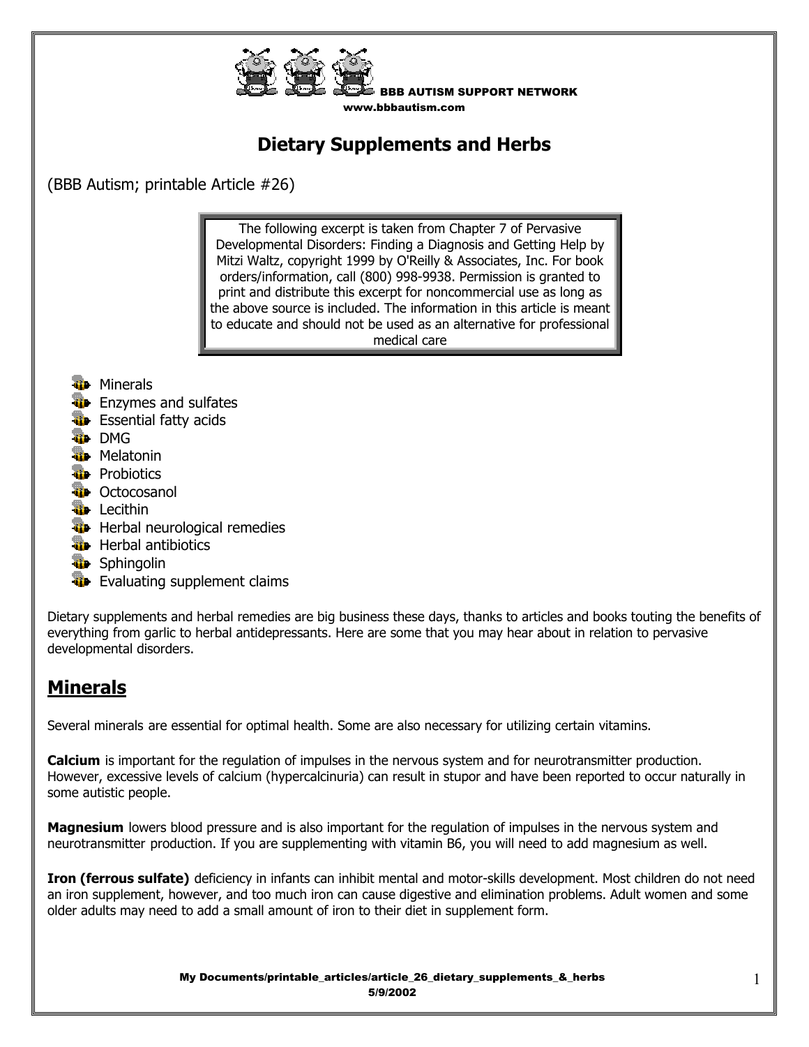BBB AUTISM SUPPORT NETWORK
www.bbbautism.com

# Dietary Supplements and Herbs

(BBB Autism; printable Article #26)

The following excerpt is taken from Chapter 7 of Pervasive Developmental Disorders: Finding a Diagnosis and Getting Help by Mitzi Waltz, copyright 1999 by O'Reilly & Associates, Inc. For book orders/information, call (800) 998-9938. Permission is granted to print and distribute this excerpt for noncommercial use as long as the above source is included. The information in this article is meant to educate and should not be used as an alternative for professional medical care

- Minerals
- Enzymes and sulfates
- Essential fatty acids
- DMG
- Melatonin
- Probiotics
- Octocosanol
- Lecithin
- Herbal neurological remedies
- Herbal antibiotics
- Sphingolin
- Evaluating supplement claims

Dietary supplements and herbal remedies are big business these days, thanks to articles and books touting the benefits of everything from garlic to herbal antidepressants. Here are some that you may hear about in relation to pervasive developmental disorders.

## Minerals

Several minerals are essential for optimal health. Some are also necessary for utilizing certain vitamins.

**Calcium** is important for the regulation of impulses in the nervous system and for neurotransmitter production. However, excessive levels of calcium (hypercalcinuria) can result in stupor and have been reported to occur naturally in some autistic people.

**Magnesium** lowers blood pressure and is also important for the regulation of impulses in the nervous system and neurotransmitter production. If you are supplementing with vitamin B6, you will need to add magnesium as well.

**Iron (ferrous sulfate)** deficiency in infants can inhibit mental and motor-skills development. Most children do not need an iron supplement, however, and too much iron can cause digestive and elimination problems. Adult women and some older adults may need to add a small amount of iron to their diet in supplement form.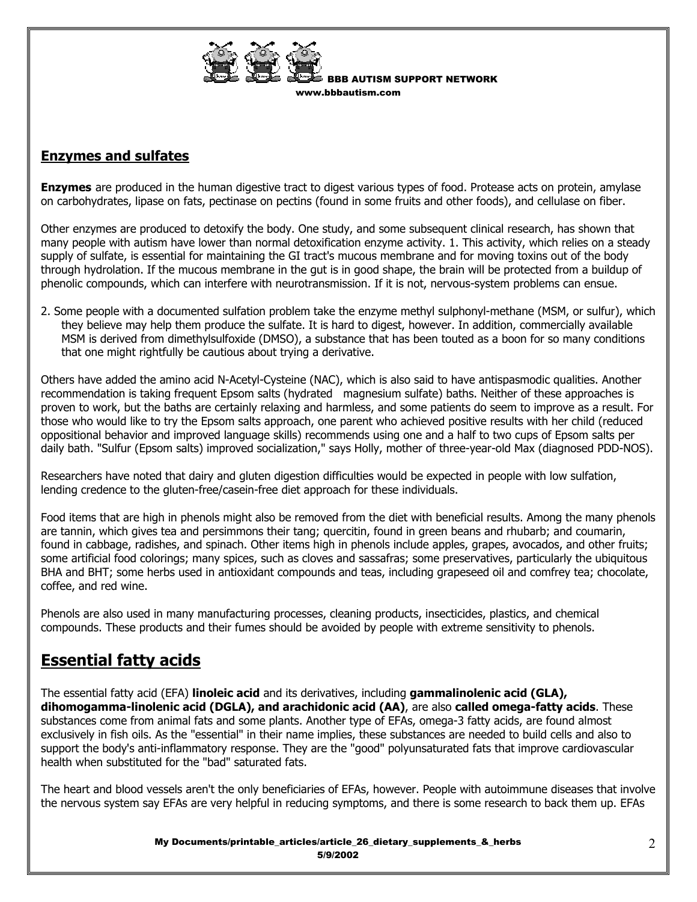## Enzymes and sulfates

**Enzymes** are produced in the human digestive tract to digest various types of food. Protease acts on protein, amylase on carbohydrates, lipase on fats, pectinase on pectins (found in some fruits and other foods), and cellulase on fiber.

Other enzymes are produced to detoxify the body. One study, and some subsequent clinical research, has shown that many people with autism have lower than normal detoxification enzyme activity. 1. This activity, which relies on a steady supply of sulfate, is essential for maintaining the GI tract's mucous membrane and for moving toxins out of the body through hydrolation. If the mucous membrane in the gut is in good shape, the brain will be protected from a buildup of phenolic compounds, which can interfere with neurotransmission. If it is not, nervous-system problems can ensue.

2. Some people with a documented sulfation problem take the enzyme methyl sulphonyl-methane (MSM, or sulfur), which they believe may help them produce the sulfate. It is hard to digest, however. In addition, commercially available MSM is derived from dimethylsulfoxide (DMSO), a substance that has been touted as a boon for so many conditions that one might rightfully be cautious about trying a derivative.

Others have added the amino acid N-Acetyl-Cysteine (NAC), which is also said to have antispasmodic qualities. Another recommendation is taking frequent Epsom salts (hydrated magnesium sulfate) baths. Neither of these approaches is proven to work, but the baths are certainly relaxing and harmless, and some patients do seem to improve as a result. For those who would like to try the Epsom salts approach, one parent who achieved positive results with her child (reduced oppositional behavior and improved language skills) recommends using one and a half to two cups of Epsom salts per daily bath. "Sulfur (Epsom salts) improved socialization," says Holly, mother of three-year-old Max (diagnosed PDD-NOS).

Researchers have noted that dairy and gluten digestion difficulties would be expected in people with low sulfation, lending credence to the gluten-free/casein-free diet approach for these individuals.

Food items that are high in phenols might also be removed from the diet with beneficial results. Among the many phenols are tannin, which gives tea and persimmons their tang; quercitin, found in green beans and rhubarb; and coumarin, found in cabbage, radishes, and spinach. Other items high in phenols include apples, grapes, avocados, and other fruits; some artificial food colorings; many spices, such as cloves and sassafras; some preservatives, particularly the ubiquitous BHA and BHT; some herbs used in antioxidant compounds and teas, including grapeseed oil and comfrey tea; chocolate, coffee, and red wine.

Phenols are also used in many manufacturing processes, cleaning products, insecticides, plastics, and chemical compounds. These products and their fumes should be avoided by people with extreme sensitivity to phenols.

## Essential fatty acids

The essential fatty acid (EFA) **linoleic acid** and its derivatives, including **gammalinolenic acid (GLA), dihomogamma-linolenic acid (DGLA), and arachidonic acid (AA)**, are also **called omega-fatty acids**. These substances come from animal fats and some plants. Another type of EFAs, omega-3 fatty acids, are found almost exclusively in fish oils. As the "essential" in their name implies, these substances are needed to build cells and also to support the body's anti-inflammatory response. They are the "good" polyunsaturated fats that improve cardiovascular health when substituted for the "bad" saturated fats.

The heart and blood vessels aren't the only beneficiaries of EFAs, however. People with autoimmune diseases that involve the nervous system say EFAs are very helpful in reducing symptoms, and there is some research to back them up. EFAs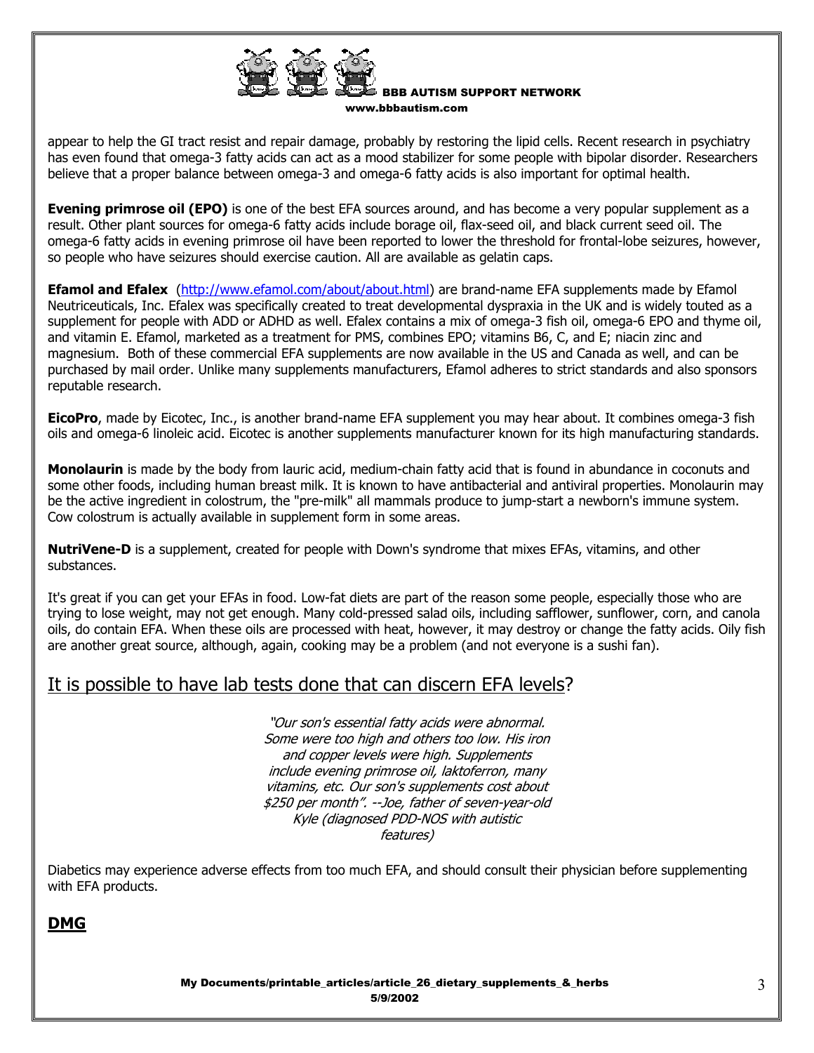appear to help the GI tract resist and repair damage, probably by restoring the lipid cells. Recent research in psychiatry has even found that omega-3 fatty acids can act as a mood stabilizer for some people with bipolar disorder. Researchers believe that a proper balance between omega-3 and omega-6 fatty acids is also important for optimal health.

**Evening primrose oil (EPO)** is one of the best EFA sources around, and has become a very popular supplement as a result. Other plant sources for omega-6 fatty acids include borage oil, flax-seed oil, and black current seed oil. The omega-6 fatty acids in evening primrose oil have been reported to lower the threshold for frontal-lobe seizures, however, so people who have seizures should exercise caution. All are available as gelatin caps.

**Efamol and Efalex** (http://www.efamol.com/about/about.html) are brand-name EFA supplements made by Efamol Neutriceuticals, Inc. Efalex was specifically created to treat developmental dyspraxia in the UK and is widely touted as a supplement for people with ADD or ADHD as well. Efalex contains a mix of omega-3 fish oil, omega-6 EPO and thyme oil, and vitamin E. Efamol, marketed as a treatment for PMS, combines EPO; vitamins B6, C, and E; niacin zinc and magnesium. Both of these commercial EFA supplements are now available in the US and Canada as well, and can be purchased by mail order. Unlike many supplements manufacturers, Efamol adheres to strict standards and also sponsors reputable research.

**EicoPro**, made by Eicotec, Inc., is another brand-name EFA supplement you may hear about. It combines omega-3 fish oils and omega-6 linoleic acid. Eicotec is another supplements manufacturer known for its high manufacturing standards.

**Monolaurin** is made by the body from lauric acid, medium-chain fatty acid that is found in abundance in coconuts and some other foods, including human breast milk. It is known to have antibacterial and antiviral properties. Monolaurin may be the active ingredient in colostrum, the "pre-milk" all mammals produce to jump-start a newborn's immune system. Cow colostrum is actually available in supplement form in some areas.

**NutriVene-D** is a supplement, created for people with Down's syndrome that mixes EFAs, vitamins, and other substances.

It's great if you can get your EFAs in food. Low-fat diets are part of the reason some people, especially those who are trying to lose weight, may not get enough. Many cold-pressed salad oils, including safflower, sunflower, corn, and canola oils, do contain EFA. When these oils are processed with heat, however, it may destroy or change the fatty acids. Oily fish are another great source, although, again, cooking may be a problem (and not everyone is a sushi fan).

## It is possible to have lab tests done that can discern EFA levels?

*"Our son's essential fatty acids were abnormal. Some were too high and others too low. His iron and copper levels were high. Supplements include evening primrose oil, laktoferron, many vitamins, etc. Our son's supplements cost about $250 per month". --Joe, father of seven-year-old Kyle (diagnosed PDD-NOS with autistic features)*

Diabetics may experience adverse effects from too much EFA, and should consult their physician before supplementing with EFA products.

## DMG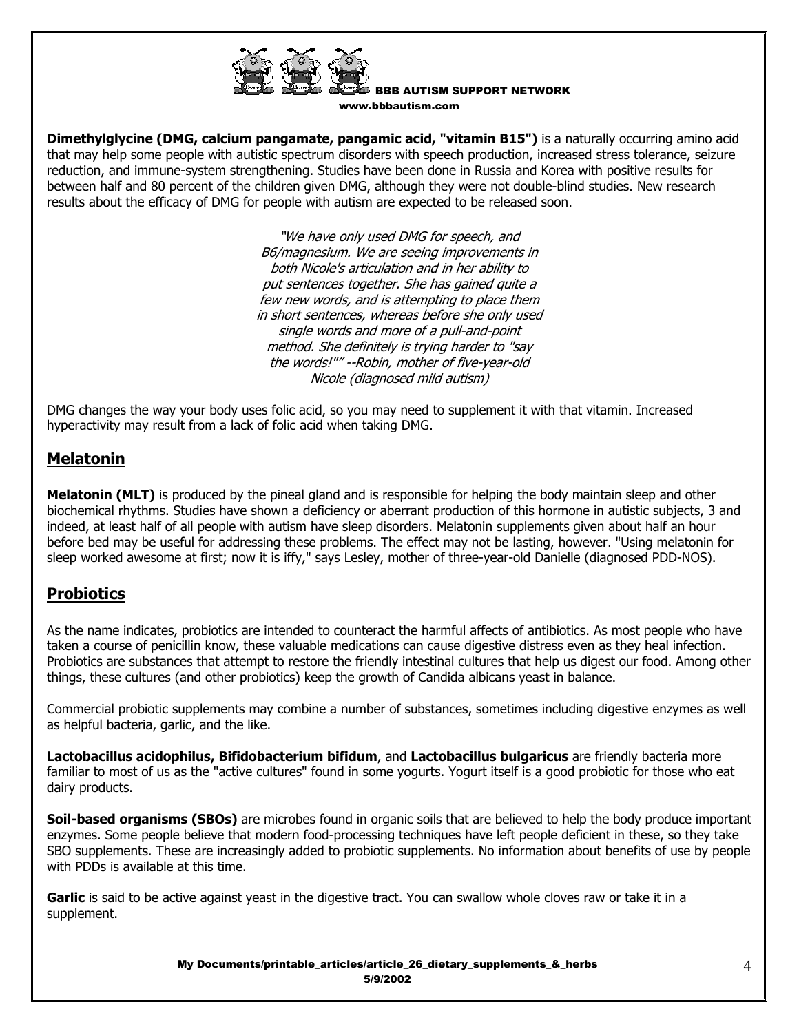**Dimethylglycine (DMG, calcium pangamate, pangamic acid, "vitamin B15")** is a naturally occurring amino acid that may help some people with autistic spectrum disorders with speech production, increased stress tolerance, seizure reduction, and immune-system strengthening. Studies have been done in Russia and Korea with positive results for between half and 80 percent of the children given DMG, although they were not double-blind studies. New research results about the efficacy of DMG for people with autism are expected to be released soon.

> *"We have only used DMG for speech, and B6/magnesium. We are seeing improvements in both Nicole's articulation and in her ability to put sentences together. She has gained quite a few new words, and is attempting to place them in short sentences, whereas before she only used single words and more of a pull-and-point method. She definitely is trying harder to "say the words!"" --Robin, mother of five-year-old Nicole (diagnosed mild autism)*

DMG changes the way your body uses folic acid, so you may need to supplement it with that vitamin. Increased hyperactivity may result from a lack of folic acid when taking DMG.

## Melatonin

**Melatonin (MLT)** is produced by the pineal gland and is responsible for helping the body maintain sleep and other biochemical rhythms. Studies have shown a deficiency or aberrant production of this hormone in autistic subjects, 3 and indeed, at least half of all people with autism have sleep disorders. Melatonin supplements given about half an hour before bed may be useful for addressing these problems. The effect may not be lasting, however. "Using melatonin for sleep worked awesome at first; now it is iffy," says Lesley, mother of three-year-old Danielle (diagnosed PDD-NOS).

## Probiotics

As the name indicates, probiotics are intended to counteract the harmful affects of antibiotics. As most people who have taken a course of penicillin know, these valuable medications can cause digestive distress even as they heal infection. Probiotics are substances that attempt to restore the friendly intestinal cultures that help us digest our food. Among other things, these cultures (and other probiotics) keep the growth of Candida albicans yeast in balance.

Commercial probiotic supplements may combine a number of substances, sometimes including digestive enzymes as well as helpful bacteria, garlic, and the like.

**Lactobacillus acidophilus, Bifidobacterium bifidum**, and **Lactobacillus bulgaricus** are friendly bacteria more familiar to most of us as the "active cultures" found in some yogurts. Yogurt itself is a good probiotic for those who eat dairy products.

**Soil-based organisms (SBOs)** are microbes found in organic soils that are believed to help the body produce important enzymes. Some people believe that modern food-processing techniques have left people deficient in these, so they take SBO supplements. These are increasingly added to probiotic supplements. No information about benefits of use by people with PDDs is available at this time.

**Garlic** is said to be active against yeast in the digestive tract. You can swallow whole cloves raw or take it in a supplement.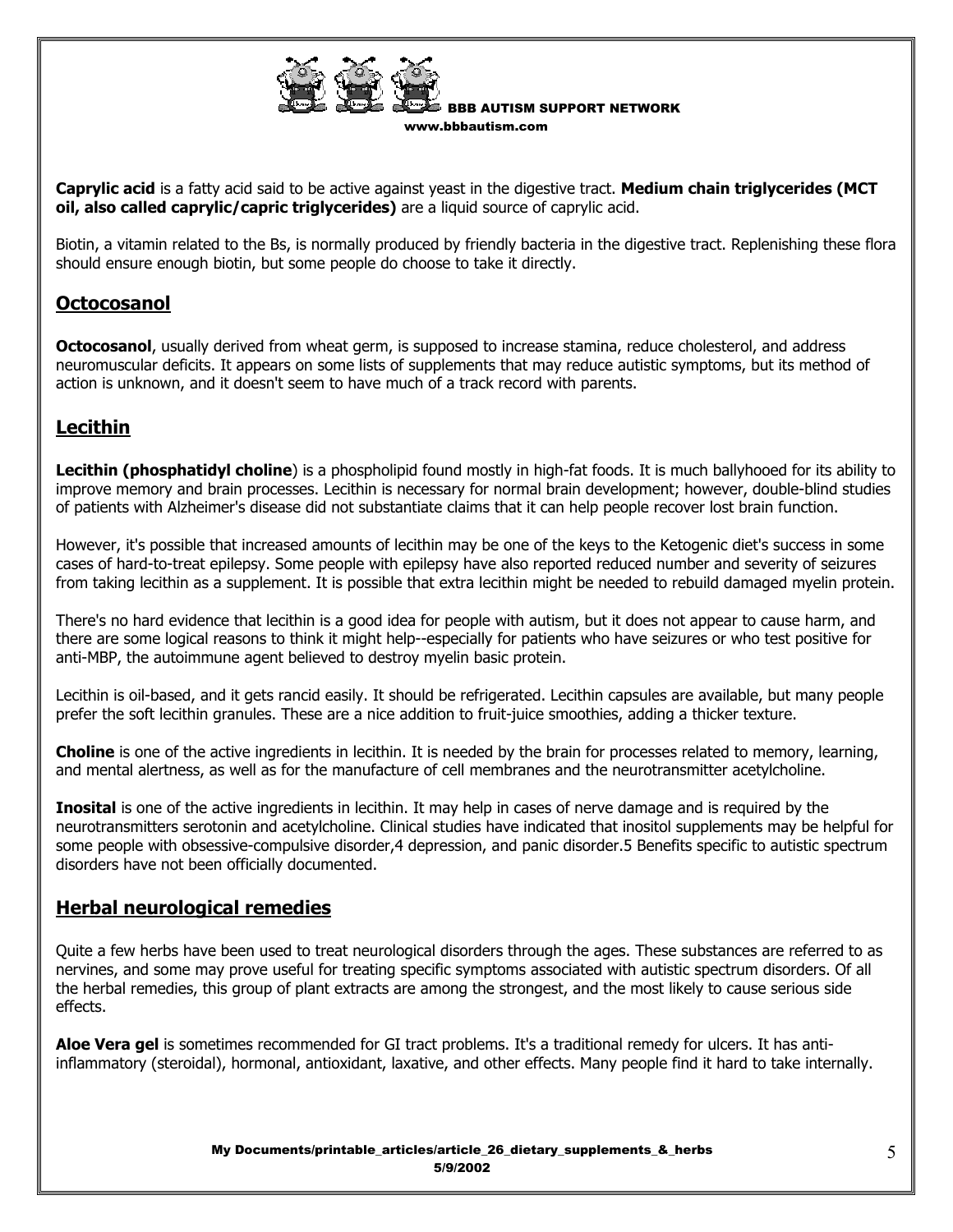**Caprylic acid** is a fatty acid said to be active against yeast in the digestive tract. **Medium chain triglycerides (MCT oil, also called caprylic/capric triglycerides)** are a liquid source of caprylic acid.

Biotin, a vitamin related to the Bs, is normally produced by friendly bacteria in the digestive tract. Replenishing these flora should ensure enough biotin, but some people do choose to take it directly.

## Octocosanol

**Octocosanol**, usually derived from wheat germ, is supposed to increase stamina, reduce cholesterol, and address neuromuscular deficits. It appears on some lists of supplements that may reduce autistic symptoms, but its method of action is unknown, and it doesn't seem to have much of a track record with parents.

## Lecithin

**Lecithin (phosphatidyl choline**) is a phospholipid found mostly in high-fat foods. It is much ballyhooed for its ability to improve memory and brain processes. Lecithin is necessary for normal brain development; however, double-blind studies of patients with Alzheimer's disease did not substantiate claims that it can help people recover lost brain function.

However, it's possible that increased amounts of lecithin may be one of the keys to the Ketogenic diet's success in some cases of hard-to-treat epilepsy. Some people with epilepsy have also reported reduced number and severity of seizures from taking lecithin as a supplement. It is possible that extra lecithin might be needed to rebuild damaged myelin protein.

There's no hard evidence that lecithin is a good idea for people with autism, but it does not appear to cause harm, and there are some logical reasons to think it might help--especially for patients who have seizures or who test positive for anti-MBP, the autoimmune agent believed to destroy myelin basic protein.

Lecithin is oil-based, and it gets rancid easily. It should be refrigerated. Lecithin capsules are available, but many people prefer the soft lecithin granules. These are a nice addition to fruit-juice smoothies, adding a thicker texture.

**Choline** is one of the active ingredients in lecithin. It is needed by the brain for processes related to memory, learning, and mental alertness, as well as for the manufacture of cell membranes and the neurotransmitter acetylcholine.

**Inosital** is one of the active ingredients in lecithin. It may help in cases of nerve damage and is required by the neurotransmitters serotonin and acetylcholine. Clinical studies have indicated that inositol supplements may be helpful for some people with obsessive-compulsive disorder,4 depression, and panic disorder.5 Benefits specific to autistic spectrum disorders have not been officially documented.

## Herbal neurological remedies

Quite a few herbs have been used to treat neurological disorders through the ages. These substances are referred to as nervines, and some may prove useful for treating specific symptoms associated with autistic spectrum disorders. Of all the herbal remedies, this group of plant extracts are among the strongest, and the most likely to cause serious side effects.

**Aloe Vera gel** is sometimes recommended for GI tract problems. It's a traditional remedy for ulcers. It has anti-inflammatory (steroidal), hormonal, antioxidant, laxative, and other effects. Many people find it hard to take internally.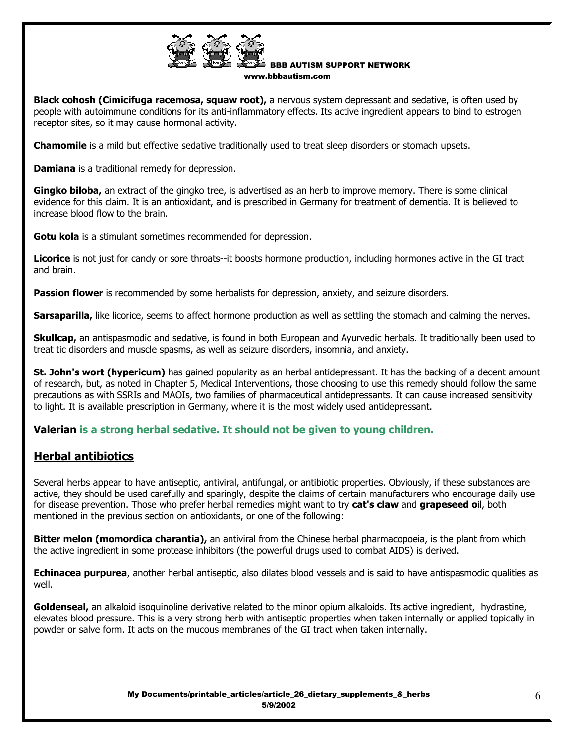**Black cohosh (Cimicifuga racemosa, squaw root),** a nervous system depressant and sedative, is often used by people with autoimmune conditions for its anti-inflammatory effects. Its active ingredient appears to bind to estrogen receptor sites, so it may cause hormonal activity.

**Chamomile** is a mild but effective sedative traditionally used to treat sleep disorders or stomach upsets.

**Damiana** is a traditional remedy for depression.

**Gingko biloba,** an extract of the gingko tree, is advertised as an herb to improve memory. There is some clinical evidence for this claim. It is an antioxidant, and is prescribed in Germany for treatment of dementia. It is believed to increase blood flow to the brain.

**Gotu kola** is a stimulant sometimes recommended for depression.

**Licorice** is not just for candy or sore throats--it boosts hormone production, including hormones active in the GI tract and brain.

**Passion flower** is recommended by some herbalists for depression, anxiety, and seizure disorders.

**Sarsaparilla,** like licorice, seems to affect hormone production as well as settling the stomach and calming the nerves.

**Skullcap,** an antispasmodic and sedative, is found in both European and Ayurvedic herbals. It traditionally been used to treat tic disorders and muscle spasms, as well as seizure disorders, insomnia, and anxiety.

**St. John's wort (hypericum)** has gained popularity as an herbal antidepressant. It has the backing of a decent amount of research, but, as noted in Chapter 5, Medical Interventions, those choosing to use this remedy should follow the same precautions as with SSRIs and MAOIs, two families of pharmaceutical antidepressants. It can cause increased sensitivity to light. It is available prescription in Germany, where it is the most widely used antidepressant.

**Valerian is a strong herbal sedative. It should not be given to young children.**

## Herbal antibiotics

Several herbs appear to have antiseptic, antiviral, antifungal, or antibiotic properties. Obviously, if these substances are active, they should be used carefully and sparingly, despite the claims of certain manufacturers who encourage daily use for disease prevention. Those who prefer herbal remedies might want to try **cat's claw** and **grapeseed o**il, both mentioned in the previous section on antioxidants, or one of the following:

**Bitter melon (momordica charantia),** an antiviral from the Chinese herbal pharmacopoeia, is the plant from which the active ingredient in some protease inhibitors (the powerful drugs used to combat AIDS) is derived.

**Echinacea purpurea**, another herbal antiseptic, also dilates blood vessels and is said to have antispasmodic qualities as well.

**Goldenseal,** an alkaloid isoquinoline derivative related to the minor opium alkaloids. Its active ingredient, hydrastine, elevates blood pressure. This is a very strong herb with antiseptic properties when taken internally or applied topically in powder or salve form. It acts on the mucous membranes of the GI tract when taken internally.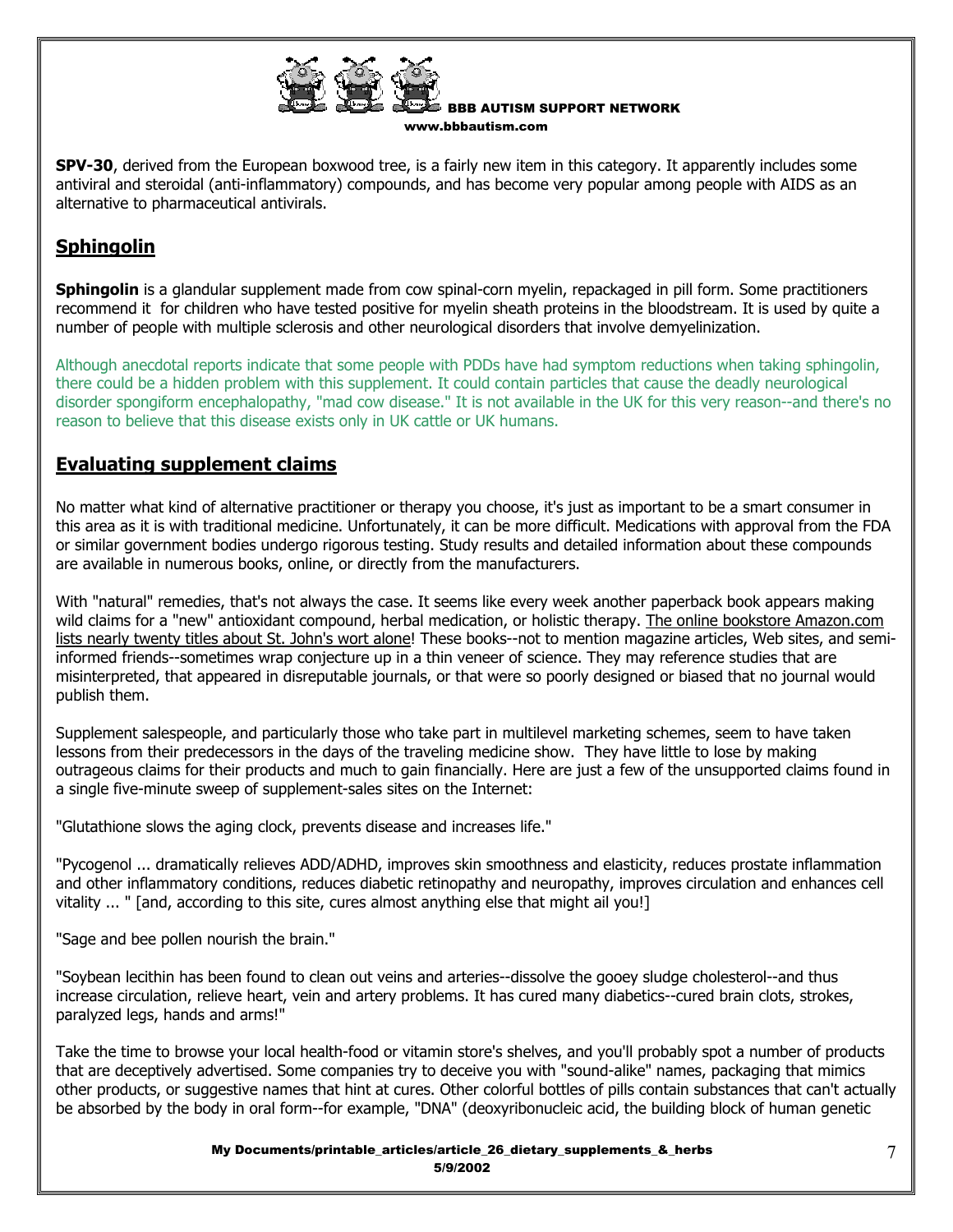**SPV-30**, derived from the European boxwood tree, is a fairly new item in this category. It apparently includes some antiviral and steroidal (anti-inflammatory) compounds, and has become very popular among people with AIDS as an alternative to pharmaceutical antivirals.

## Sphingolin

**Sphingolin** is a glandular supplement made from cow spinal-corn myelin, repackaged in pill form. Some practitioners recommend it for children who have tested positive for myelin sheath proteins in the bloodstream. It is used by quite a number of people with multiple sclerosis and other neurological disorders that involve demyelinization.

Although anecdotal reports indicate that some people with PDDs have had symptom reductions when taking sphingolin, there could be a hidden problem with this supplement. It could contain particles that cause the deadly neurological disorder spongiform encephalopathy, "mad cow disease." It is not available in the UK for this very reason--and there's no reason to believe that this disease exists only in UK cattle or UK humans.

## Evaluating supplement claims

No matter what kind of alternative practitioner or therapy you choose, it's just as important to be a smart consumer in this area as it is with traditional medicine. Unfortunately, it can be more difficult. Medications with approval from the FDA or similar government bodies undergo rigorous testing. Study results and detailed information about these compounds are available in numerous books, online, or directly from the manufacturers.

With "natural" remedies, that's not always the case. It seems like every week another paperback book appears making wild claims for a "new" antioxidant compound, herbal medication, or holistic therapy. The online bookstore Amazon.com lists nearly twenty titles about St. John's wort alone! These books--not to mention magazine articles, Web sites, and semi-informed friends--sometimes wrap conjecture up in a thin veneer of science. They may reference studies that are misinterpreted, that appeared in disreputable journals, or that were so poorly designed or biased that no journal would publish them.

Supplement salespeople, and particularly those who take part in multilevel marketing schemes, seem to have taken lessons from their predecessors in the days of the traveling medicine show. They have little to lose by making outrageous claims for their products and much to gain financially. Here are just a few of the unsupported claims found in a single five-minute sweep of supplement-sales sites on the Internet:

"Glutathione slows the aging clock, prevents disease and increases life."

"Pycogenol ... dramatically relieves ADD/ADHD, improves skin smoothness and elasticity, reduces prostate inflammation and other inflammatory conditions, reduces diabetic retinopathy and neuropathy, improves circulation and enhances cell vitality ... " [and, according to this site, cures almost anything else that might ail you!]

"Sage and bee pollen nourish the brain."

"Soybean lecithin has been found to clean out veins and arteries--dissolve the gooey sludge cholesterol--and thus increase circulation, relieve heart, vein and artery problems. It has cured many diabetics--cured brain clots, strokes, paralyzed legs, hands and arms!"

Take the time to browse your local health-food or vitamin store's shelves, and you'll probably spot a number of products that are deceptively advertised. Some companies try to deceive you with "sound-alike" names, packaging that mimics other products, or suggestive names that hint at cures. Other colorful bottles of pills contain substances that can't actually be absorbed by the body in oral form--for example, "DNA" (deoxyribonucleic acid, the building block of human genetic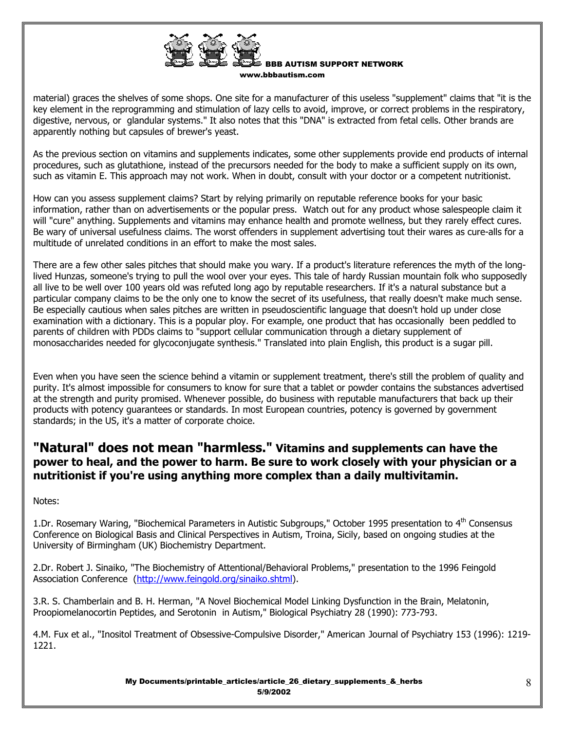material) graces the shelves of some shops. One site for a manufacturer of this useless "supplement" claims that "it is the key element in the reprogramming and stimulation of lazy cells to avoid, improve, or correct problems in the respiratory, digestive, nervous, or glandular systems." It also notes that this "DNA" is extracted from fetal cells. Other brands are apparently nothing but capsules of brewer's yeast.

As the previous section on vitamins and supplements indicates, some other supplements provide end products of internal procedures, such as glutathione, instead of the precursors needed for the body to make a sufficient supply on its own, such as vitamin E. This approach may not work. When in doubt, consult with your doctor or a competent nutritionist.

How can you assess supplement claims? Start by relying primarily on reputable reference books for your basic information, rather than on advertisements or the popular press. Watch out for any product whose salespeople claim it will "cure" anything. Supplements and vitamins may enhance health and promote wellness, but they rarely effect cures. Be wary of universal usefulness claims. The worst offenders in supplement advertising tout their wares as cure-alls for a multitude of unrelated conditions in an effort to make the most sales.

There are a few other sales pitches that should make you wary. If a product's literature references the myth of the long-lived Hunzas, someone's trying to pull the wool over your eyes. This tale of hardy Russian mountain folk who supposedly all live to be well over 100 years old was refuted long ago by reputable researchers. If it's a natural substance but a particular company claims to be the only one to know the secret of its usefulness, that really doesn't make much sense. Be especially cautious when sales pitches are written in pseudoscientific language that doesn't hold up under close examination with a dictionary. This is a popular ploy. For example, one product that has occasionally been peddled to parents of children with PDDs claims to "support cellular communication through a dietary supplement of monosaccharides needed for glycoconjugate synthesis." Translated into plain English, this product is a sugar pill.

Even when you have seen the science behind a vitamin or supplement treatment, there's still the problem of quality and purity. It's almost impossible for consumers to know for sure that a tablet or powder contains the substances advertised at the strength and purity promised. Whenever possible, do business with reputable manufacturers that back up their products with potency guarantees or standards. In most European countries, potency is governed by government standards; in the US, it's a matter of corporate choice.

## "Natural" does not mean "harmless." Vitamins and supplements can have the power to heal, and the power to harm. Be sure to work closely with your physician or a nutritionist if you're using anything more complex than a daily multivitamin.

Notes:

1.Dr. Rosemary Waring, "Biochemical Parameters in Autistic Subgroups," October 1995 presentation to 4th Consensus Conference on Biological Basis and Clinical Perspectives in Autism, Troina, Sicily, based on ongoing studies at the University of Birmingham (UK) Biochemistry Department.

2.Dr. Robert J. Sinaiko, "The Biochemistry of Attentional/Behavioral Problems," presentation to the 1996 Feingold Association Conference (http://www.feingold.org/sinaiko.shtml).

3.R. S. Chamberlain and B. H. Herman, "A Novel Biochemical Model Linking Dysfunction in the Brain, Melatonin, Proopiomelanocortin Peptides, and Serotonin in Autism," Biological Psychiatry 28 (1990): 773-793.

4.M. Fux et al., "Inositol Treatment of Obsessive-Compulsive Disorder," American Journal of Psychiatry 153 (1996): 1219-1221.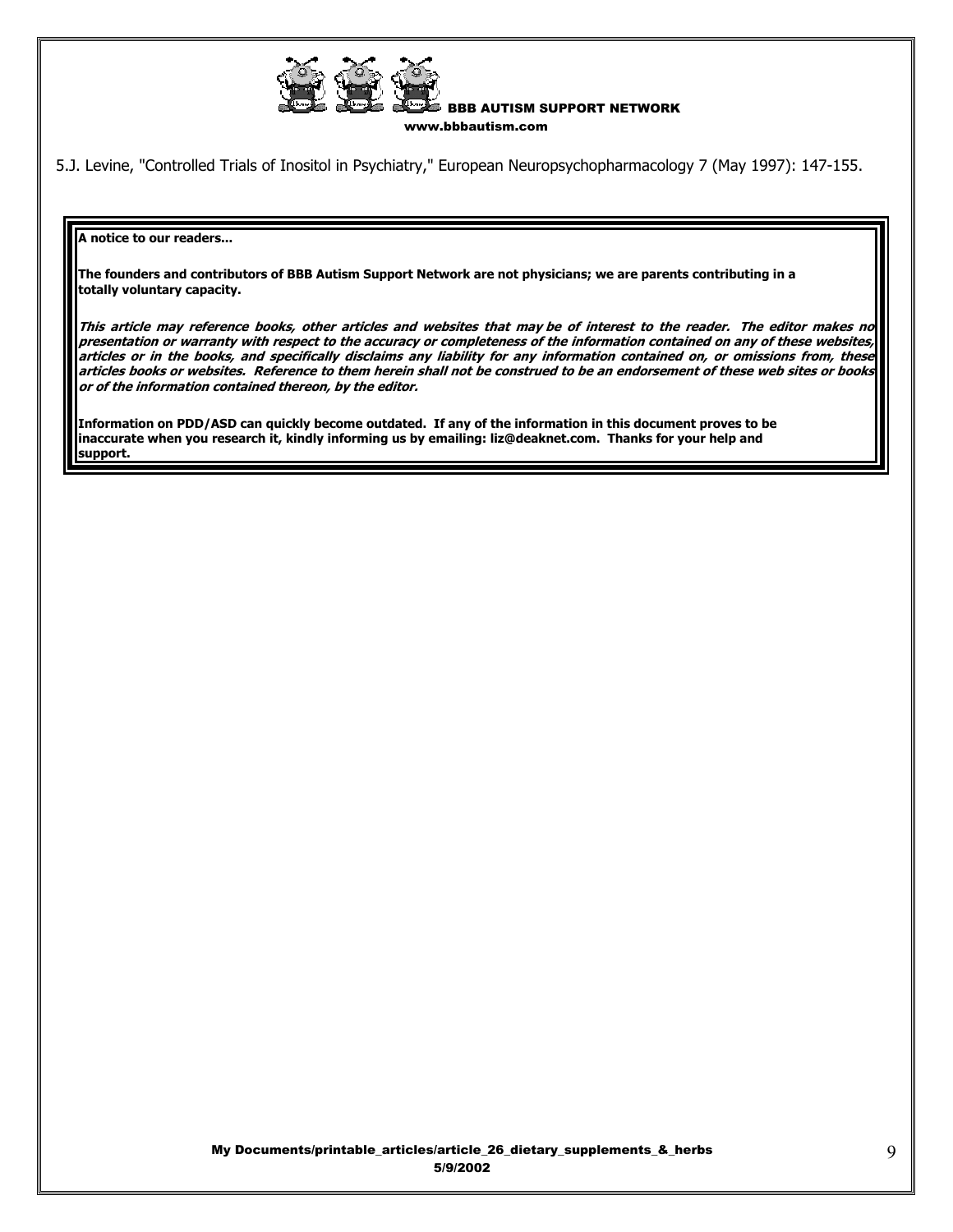5.J. Levine, "Controlled Trials of Inositol in Psychiatry," European Neuropsychopharmacology 7 (May 1997): 147-155.

**A notice to our readers...**

**The founders and contributors of BBB Autism Support Network are not physicians; we are parents contributing in a totally voluntary capacity.**

***This article may reference books, other articles and websites that may be of interest to the reader. The editor makes no presentation or warranty with respect to the accuracy or completeness of the information contained on any of these websites, articles or in the books, and specifically disclaims any liability for any information contained on, or omissions from, these articles books or websites. Reference to them herein shall not be construed to be an endorsement of these web sites or books or of the information contained thereon, by the editor.***

**Information on PDD/ASD can quickly become outdated. If any of the information in this document proves to be inaccurate when you research it, kindly informing us by emailing: liz@deaknet.com. Thanks for your help and support.**